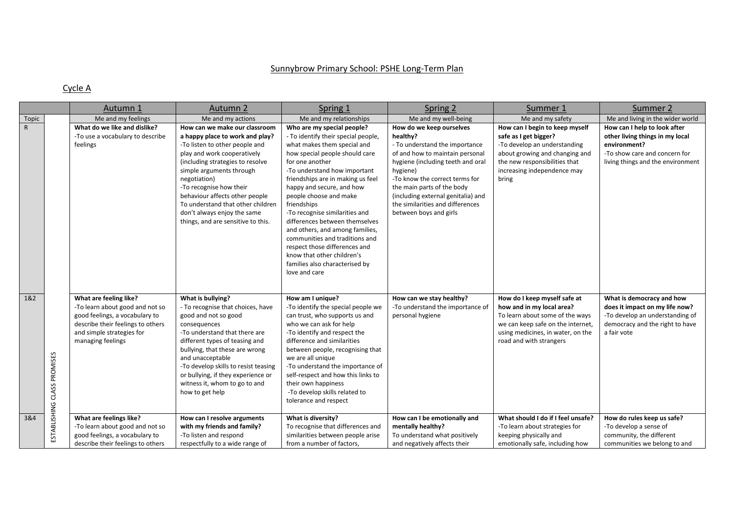# Sunnybrow Primary School: PSHE Long-Term Plan

## Cycle A

| | | Autumn 1 | Autumn 2 | Spring 1 | Spring 2 | Summer 1 | Summer 2 |
|---|---|---|---|---|---|---|---|
| Topic | ESTABLISHING CLASS PROMISES | Me and my feelings | Me and my actions | Me and my relationships | Me and my well-being | Me and my safety | Me and living in the wider world |
| R | | **What do we like and dislike?**<br>-To use a vocabulary to describe feelings | **How can we make our classroom a happy place to work and play?**<br>-To listen to other people and play and work cooperatively (including strategies to resolve simple arguments through negotiation)<br>-To recognise how their behaviour affects other people<br>To understand that other children don't always enjoy the same things, and are sensitive to this. | **Who are my special people?**<br>- To identify their special people, what makes them special and how special people should care for one another<br>-To understand how important friendships are in making us feel happy and secure, and how people choose and make friendships<br>-To recognise similarities and differences between themselves and others, and among families, communities and traditions and respect those differences and know that other children's families also characterised by love and care | **How do we keep ourselves healthy?**<br>- To understand the importance of and how to maintain personal hygiene (including teeth and oral hygiene)<br>-To know the correct terms for the main parts of the body (including external genitalia) and the similarities and differences between boys and girls | **How can I begin to keep myself safe as I get bigger?**<br>-To develop an understanding about growing and changing and the new responsibilities that increasing independence may bring | **How can I help to look after other living things in my local environment?**<br>-To show care and concern for living things and the environment |
| 1&2 | | **What are feeling like?**<br>-To learn about good and not so good feelings, a vocabulary to describe their feelings to others and simple strategies for managing feelings | **What is bullying?**<br>- To recognise that choices, have good and not so good consequences<br>-To understand that there are different types of teasing and bullying, that these are wrong and unacceptable<br>-To develop skills to resist teasing or bullying, if they experience or witness it, whom to go to and how to get help | **How am I unique?**<br>-To identify the special people we can trust, who supports us and who we can ask for help<br>-To identify and respect the difference and similarities between people, recognising that we are all unique<br>-To understand the importance of self-respect and how this links to their own happiness<br>-To develop skills related to tolerance and respect | **How can we stay healthy?**<br>-To understand the importance of personal hygiene | **How do I keep myself safe at how and in my local area?**<br>To learn about some of the ways we can keep safe on the internet, using medicines, in water, on the road and with strangers | **What is democracy and how does it impact on my life now?**<br>-To develop an understanding of democracy and the right to have a fair vote |
| 3&4 | | **What are feelings like?**<br>-To learn about good and not so good feelings, a vocabulary to describe their feelings to others | **How can I resolve arguments with my friends and family?**<br>-To listen and respond respectfully to a wide range of | **What is diversity?**<br>To recognise that differences and similarities between people arise from a number of factors, | **How can I be emotionally and mentally healthy?**<br>To understand what positively and negatively affects their | **What should I do if I feel unsafe?**<br>-To learn about strategies for keeping physically and emotionally safe, including how | **How do rules keep us safe?**<br>-To develop a sense of community, the different communities we belong to and |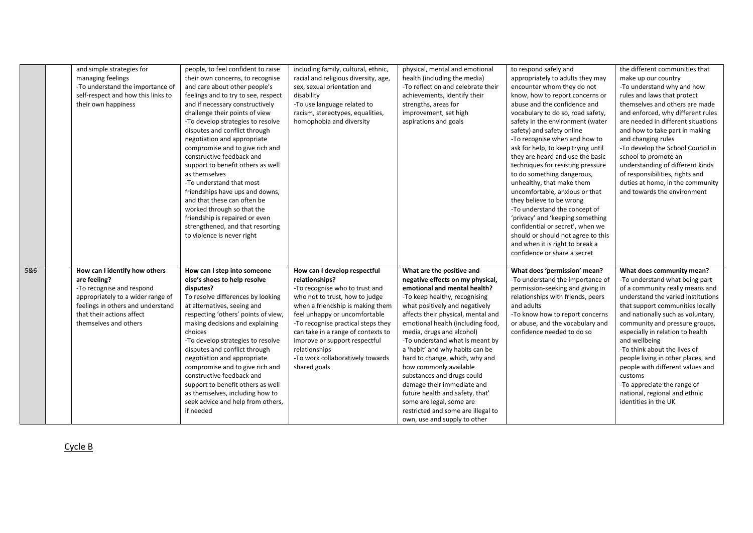| | | | | | | | |
|---|---|---|---|---|---|---|---|
| | | and simple strategies for managing feelings<br>-To understand the importance of self-respect and how this links to their own happiness | people, to feel confident to raise their own concerns, to recognise and care about other people's feelings and to try to see, respect and if necessary constructively challenge their points of view<br>-To develop strategies to resolve disputes and conflict through negotiation and appropriate compromise and to give rich and constructive feedback and support to benefit others as well as themselves<br>-To understand that most friendships have ups and downs, and that these can often be worked through so that the friendship is repaired or even strengthened, and that resorting to violence is never right | including family, cultural, ethnic, racial and religious diversity, age, sex, sexual orientation and disability<br>-To use language related to racism, stereotypes, equalities, homophobia and diversity | physical, mental and emotional health (including the media)<br>-To reflect on and celebrate their achievements, identify their strengths, areas for improvement, set high aspirations and goals | to respond safely and appropriately to adults they may encounter whom they do not know, how to report concerns or abuse and the confidence and vocabulary to do so, road safety, safety in the environment (water safety) and safety online<br>-To recognise when and how to ask for help, to keep trying until they are heard and use the basic techniques for resisting pressure to do something dangerous, unhealthy, that make them uncomfortable, anxious or that they believe to be wrong<br>-To understand the concept of 'privacy' and 'keeping something confidential or secret', when we should or should not agree to this and when it is right to break a confidence or share a secret | the different communities that make up our country<br>-To understand why and how rules and laws that protect themselves and others are made and enforced, why different rules are needed in different situations and how to take part in making and changing rules<br>-To develop the School Council in school to promote an understanding of different kinds of responsibilities, rights and duties at home, in the community and towards the environment |
| 5&6 | | **How can I identify how others are feeling?**<br>-To recognise and respond appropriately to a wider range of feelings in others and understand that their actions affect themselves and others | **How can I step into someone else's shoes to help resolve disputes?**<br>To resolve differences by looking at alternatives, seeing and respecting 'others' points of view, making decisions and explaining choices<br>-To develop strategies to resolve disputes and conflict through negotiation and appropriate compromise and to give rich and constructive feedback and support to benefit others as well as themselves, including how to seek advice and help from others, if needed | **How can I develop respectful relationships?**<br>-To recognise who to trust and who not to trust, how to judge when a friendship is making them feel unhappy or uncomfortable<br>-To recognise practical steps they can take in a range of contexts to improve or support respectful relationships<br>-To work collaboratively towards shared goals | **What are the positive and negative effects on my physical, emotional and mental health?**<br>-To keep healthy, recognising what positively and negatively affects their physical, mental and emotional health (including food, media, drugs and alcohol)<br>-To understand what is meant by a 'habit' and why habits can be hard to change, which, why and how commonly available substances and drugs could damage their immediate and future health and safety, that' some are legal, some are restricted and some are illegal to own, use and supply to other | **What does 'permission' mean?**<br>-To understand the importance of permission-seeking and giving in relationships with friends, peers and adults<br>-To know how to report concerns or abuse, and the vocabulary and confidence needed to do so | **What does community mean?**<br>-To understand what being part of a community really means and understand the varied institutions that support communities locally and nationally such as voluntary, community and pressure groups, especially in relation to health and wellbeing<br>-To think about the lives of people living in other places, and people with different values and customs<br>-To appreciate the range of national, regional and ethnic identities in the UK |

Cycle B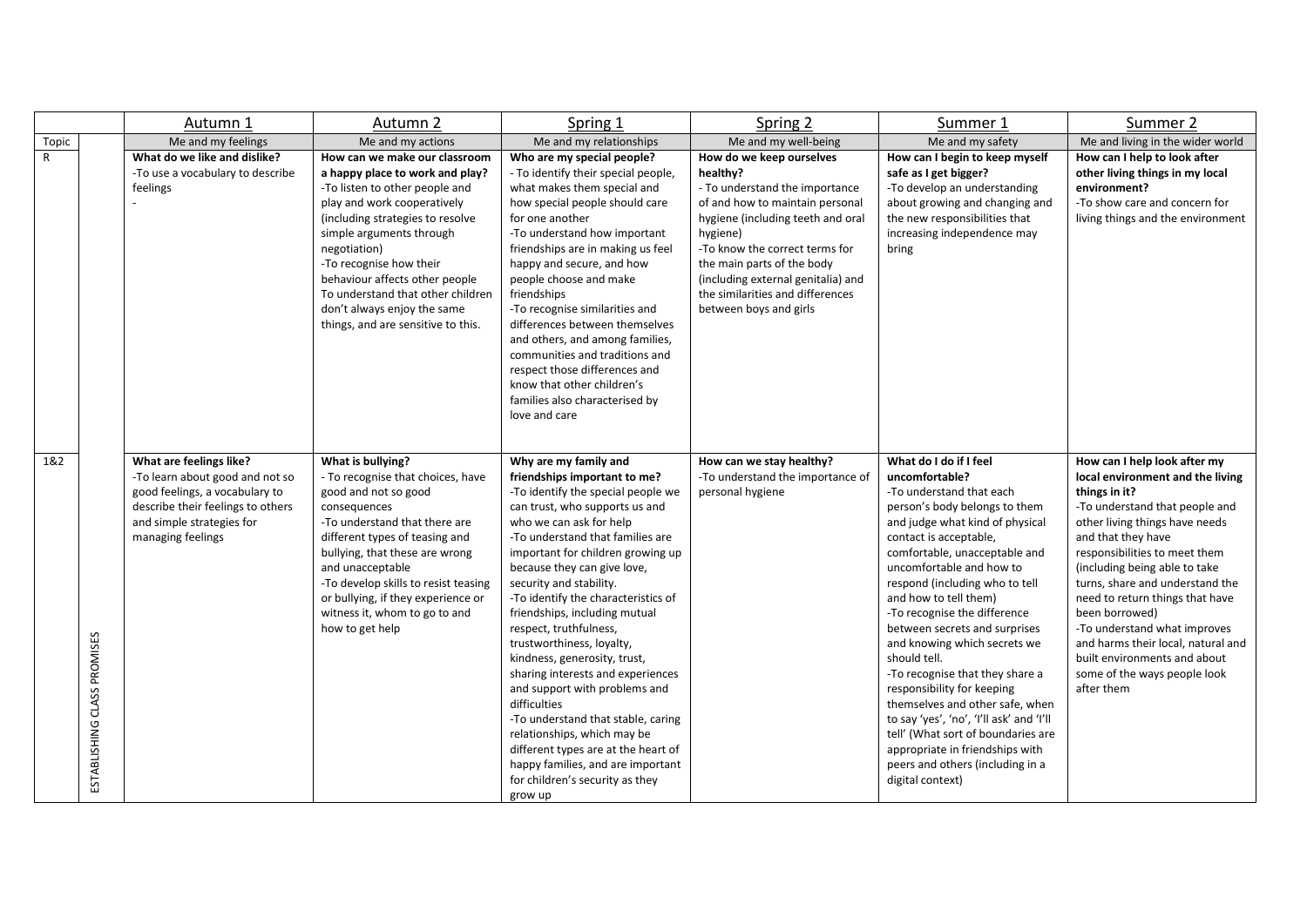| | | Autumn 1 | Autumn 2 | Spring 1 | Spring 2 | Summer 1 | Summer 2 |
|---|---|---|---|---|---|---|---|
| Topic | | Me and my feelings | Me and my actions | Me and my relationships | Me and my well-being | Me and my safety | Me and living in the wider world |
| R | | **What do we like and dislike?**<br>-To use a vocabulary to describe feelings<br>- | **How can we make our classroom a happy place to work and play?**<br>-To listen to other people and play and work cooperatively (including strategies to resolve simple arguments through negotiation)<br>-To recognise how their behaviour affects other people To understand that other children don't always enjoy the same things, and are sensitive to this. | **Who are my special people?**<br>- To identify their special people, what makes them special and how special people should care for one another<br>-To understand how important friendships are in making us feel happy and secure, and how people choose and make friendships<br>-To recognise similarities and differences between themselves and others, and among families, communities and traditions and respect those differences and know that other children's families also characterised by love and care | **How do we keep ourselves healthy?**<br>- To understand the importance of and how to maintain personal hygiene (including teeth and oral hygiene)<br>-To know the correct terms for the main parts of the body (including external genitalia) and the similarities and differences between boys and girls | **How can I begin to keep myself safe as I get bigger?**<br>-To develop an understanding about growing and changing and the new responsibilities that increasing independence may bring | **How can I help to look after other living things in my local environment?**<br>-To show care and concern for living things and the environment |
| 1&2 | ESTABLISHING CLASS PROMISES | **What are feelings like?**<br>-To learn about good and not so good feelings, a vocabulary to describe their feelings to others and simple strategies for managing feelings | **What is bullying?**<br>- To recognise that choices, have good and not so good consequences<br>-To understand that there are different types of teasing and bullying, that these are wrong and unacceptable<br>-To develop skills to resist teasing or bullying, if they experience or witness it, whom to go to and how to get help | **Why are my family and friendships important to me?**<br>-To identify the special people we can trust, who supports us and who we can ask for help<br>-To understand that families are important for children growing up because they can give love, security and stability.<br>-To identify the characteristics of friendships, including mutual respect, truthfulness, trustworthiness, loyalty, kindness, generosity, trust, sharing interests and experiences and support with problems and difficulties<br>-To understand that stable, caring relationships, which may be different types are at the heart of happy families, and are important for children's security as they grow up | **How can we stay healthy?**<br>-To understand the importance of personal hygiene | **What do I do if I feel uncomfortable?**<br>-To understand that each person's body belongs to them and judge what kind of physical contact is acceptable, comfortable, unacceptable and uncomfortable and how to respond (including who to tell and how to tell them)<br>-To recognise the difference between secrets and surprises and knowing which secrets we should tell.<br>-To recognise that they share a responsibility for keeping themselves and other safe, when to say 'yes', 'no', 'I'll ask' and 'I'll tell' (What sort of boundaries are appropriate in friendships with peers and others (including in a digital context) | **How can I help look after my local environment and the living things in it?**<br>-To understand that people and other living things have needs and that they have responsibilities to meet them (including being able to take turns, share and understand the need to return things that have been borrowed)<br>-To understand what improves and harms their local, natural and built environments and about some of the ways people look after them |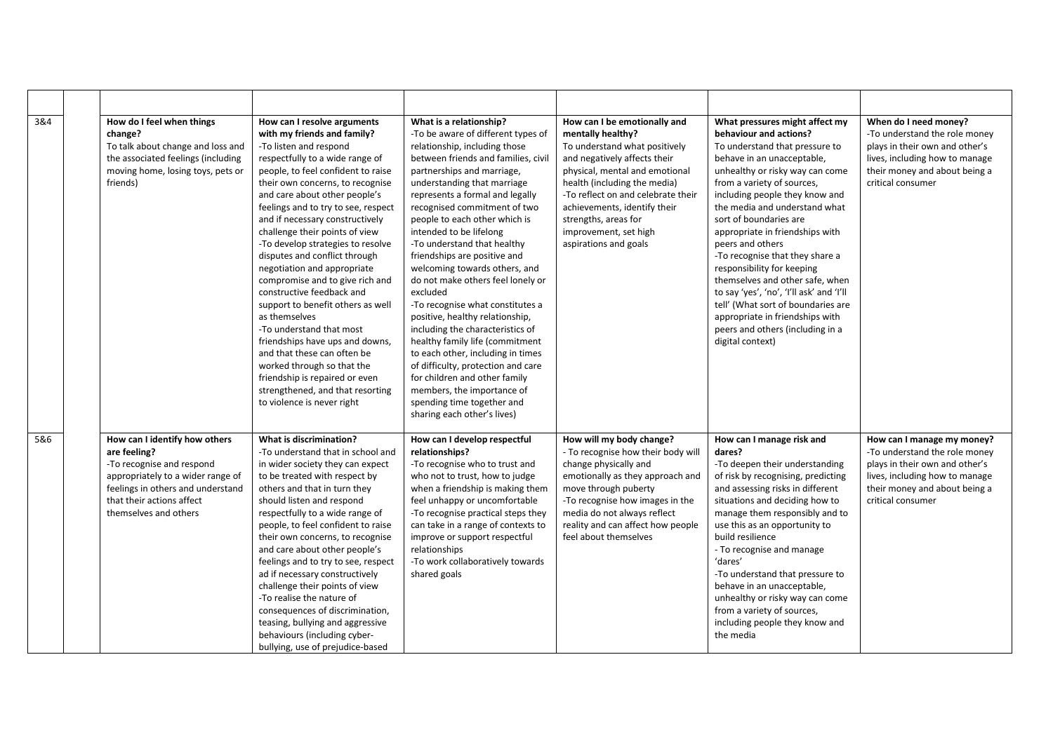| | | | | | | | |
|---|---|---|---|---|---|---|---|
| 3&4 | | **How do I feel when things change?**<br>To talk about change and loss and the associated feelings (including moving home, losing toys, pets or friends) | **How can I resolve arguments with my friends and family?**<br>-To listen and respond respectfully to a wide range of people, to feel confident to raise their own concerns, to recognise and care about other people's feelings and to try to see, respect and if necessary constructively challenge their points of view<br>-To develop strategies to resolve disputes and conflict through negotiation and appropriate compromise and to give rich and constructive feedback and support to benefit others as well as themselves<br>-To understand that most friendships have ups and downs, and that these can often be worked through so that the friendship is repaired or even strengthened, and that resorting to violence is never right | **What is a relationship?**<br>-To be aware of different types of relationship, including those between friends and families, civil partnerships and marriage, understanding that marriage represents a formal and legally recognised commitment of two people to each other which is intended to be lifelong<br>-To understand that healthy friendships are positive and welcoming towards others, and do not make others feel lonely or excluded<br>-To recognise what constitutes a positive, healthy relationship, including the characteristics of healthy family life (commitment to each other, including in times of difficulty, protection and care for children and other family members, the importance of spending time together and sharing each other's lives) | **How can I be emotionally and mentally healthy?**<br>To understand what positively and negatively affects their physical, mental and emotional health (including the media)<br>-To reflect on and celebrate their achievements, identify their strengths, areas for improvement, set high aspirations and goals | **What pressures might affect my behaviour and actions?**<br>To understand that pressure to behave in an unacceptable, unhealthy or risky way can come from a variety of sources, including people they know and the media and understand what sort of boundaries are appropriate in friendships with peers and others<br>-To recognise that they share a responsibility for keeping themselves and other safe, when to say 'yes', 'no', 'I'll ask' and 'I'll tell' (What sort of boundaries are appropriate in friendships with peers and others (including in a digital context) | **When do I need money?**<br>-To understand the role money plays in their own and other's lives, including how to manage their money and about being a critical consumer |
| 5&6 | | **How can I identify how others are feeling?**<br>-To recognise and respond appropriately to a wider range of feelings in others and understand that their actions affect themselves and others | **What is discrimination?**<br>-To understand that in school and in wider society they can expect to be treated with respect by others and that in turn they should listen and respond respectfully to a wide range of people, to feel confident to raise their own concerns, to recognise and care about other people's feelings and to try to see, respect ad if necessary constructively challenge their points of view<br>-To realise the nature of consequences of discrimination, teasing, bullying and aggressive behaviours (including cyber-bullying, use of prejudice-based | **How can I develop respectful relationships?**<br>-To recognise who to trust and who not to trust, how to judge when a friendship is making them feel unhappy or uncomfortable<br>-To recognise practical steps they can take in a range of contexts to improve or support respectful relationships<br>-To work collaboratively towards shared goals | **How will my body change?**<br>- To recognise how their body will change physically and emotionally as they approach and move through puberty<br>-To recognise how images in the media do not always reflect reality and can affect how people feel about themselves | **How can I manage risk and dares?**<br>-To deepen their understanding of risk by recognising, predicting and assessing risks in different situations and deciding how to manage them responsibly and to use this as an opportunity to build resilience<br>- To recognise and manage 'dares'<br>-To understand that pressure to behave in an unacceptable, unhealthy or risky way can come from a variety of sources, including people they know and the media | **How can I manage my money?**<br>-To understand the role money plays in their own and other's lives, including how to manage their money and about being a critical consumer |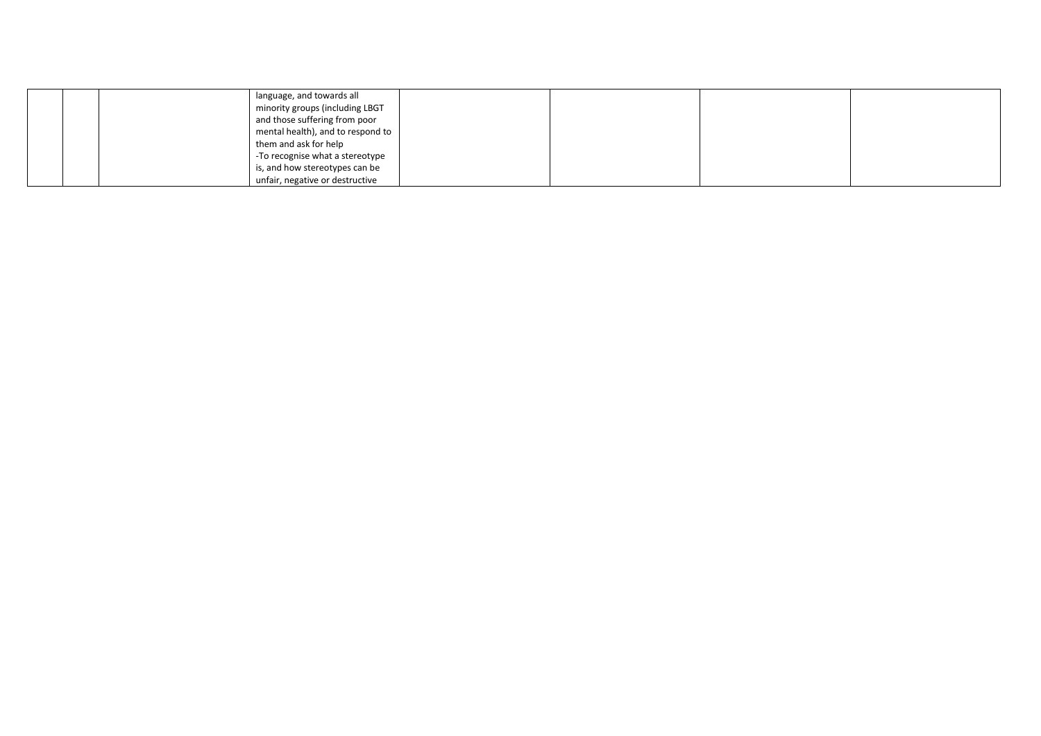| | | | | | | | |
|---|---|---|---|---|---|---|---|
| | | | language, and towards all minority groups (including LBGT and those suffering from poor mental health), and to respond to them and ask for help<br>-To recognise what a stereotype is, and how stereotypes can be unfair, negative or destructive | | | | |